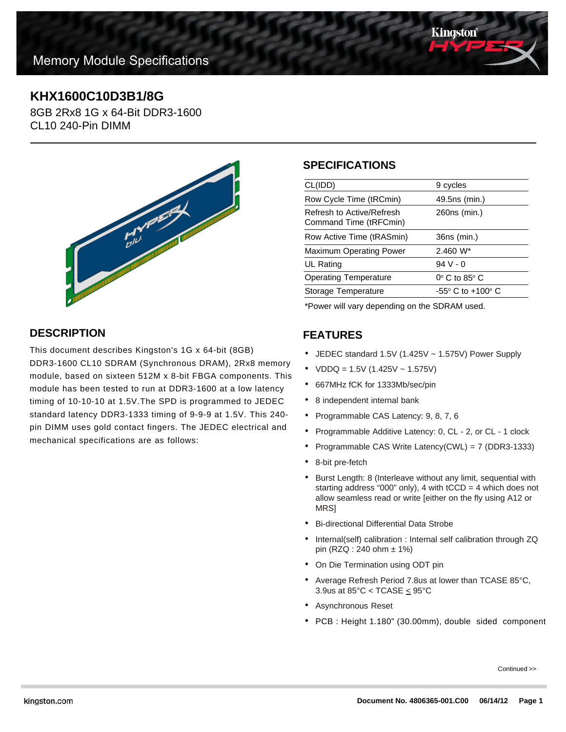# Memory Module Specifications

## KHX1600C10D3B1/8G

8GB 2Rx8 1G x 64-Bit DDR3-1600
CL10 240-Pin DIMM

## DESCRIPTION

This document describes Kingston's 1G x 64-bit (8GB) DDR3-1600 CL10 SDRAM (Synchronous DRAM), 2Rx8 memory module, based on sixteen 512M x 8-bit FBGA components. This module has been tested to run at DDR3-1600 at a low latency timing of 10-10-10 at 1.5V.The SPD is programmed to JEDEC standard latency DDR3-1333 timing of 9-9-9 at 1.5V. This 240-pin DIMM uses gold contact fingers. The JEDEC electrical and mechanical specifications are as follows:

## SPECIFICATIONS

| | |
|---|---|
| CL(IDD) | 9 cycles |
| Row Cycle Time (tRCmin) | 49.5ns (min.) |
| Refresh to Active/Refresh Command Time (tRFCmin) | 260ns (min.) |
| Row Active Time (tRASmin) | 36ns (min.) |
| Maximum Operating Power | 2.460 W* |
| UL Rating | 94 V - 0 |
| Operating Temperature | 0° C to 85° C |
| Storage Temperature | -55° C to +100° C |

*Power will vary depending on the SDRAM used.

## FEATURES

- JEDEC standard 1.5V (1.425V ~ 1.575V) Power Supply
- VDDQ = 1.5V (1.425V ~ 1.575V)
- 667MHz fCK for 1333Mb/sec/pin
- 8 independent internal bank
- Programmable CAS Latency: 9, 8, 7, 6
- Programmable Additive Latency: 0, CL - 2, or CL - 1 clock
- Programmable CAS Write Latency(CWL) = 7 (DDR3-1333)
- 8-bit pre-fetch
- Burst Length: 8 (Interleave without any limit, sequential with starting address “000” only), 4 with tCCD = 4 which does not allow seamless read or write [either on the fly using A12 or MRS]
- Bi-directional Differential Data Strobe
- Internal(self) calibration : Internal self calibration through ZQ pin (RZQ : 240 ohm ± 1%)
- On Die Termination using ODT pin
- Average Refresh Period 7.8us at lower than TCASE 85°C, 3.9us at 85°C < TCASE ≤ 95°C
- Asynchronous Reset
- PCB : Height 1.180” (30.00mm), double sided component

Continued >>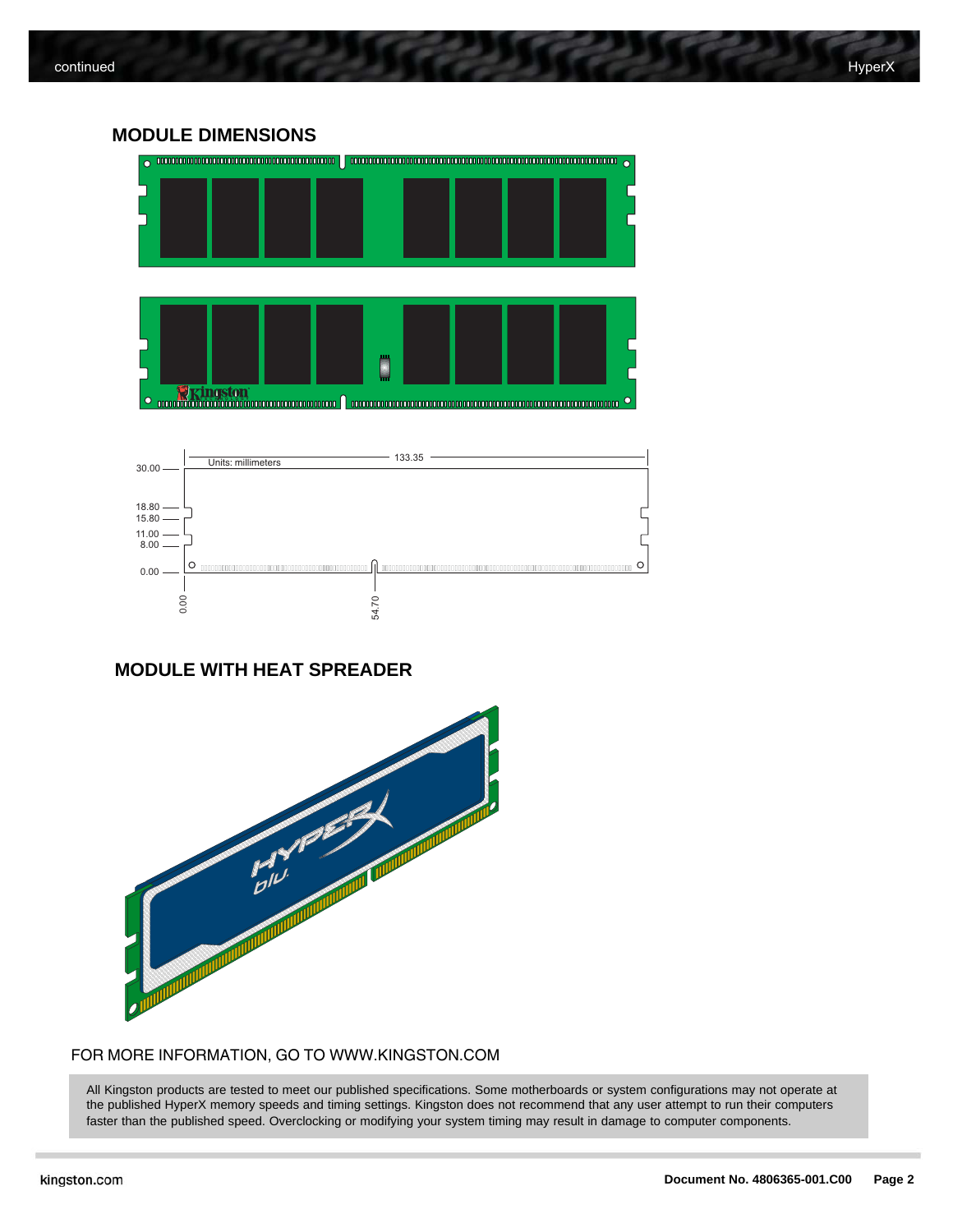## MODULE DIMENSIONS

Units: millimeters

133.35

30.00

18.80

15.80

11.00

8.00

0.00

0.00

54.70

## MODULE WITH HEAT SPREADER

FOR MORE INFORMATION, GO TO WWW.KINGSTON.COM

All Kingston products are tested to meet our published specifications. Some motherboards or system configurations may not operate at the published HyperX memory speeds and timing settings. Kingston does not recommend that any user attempt to run their computers faster than the published speed. Overclocking or modifying your system timing may result in damage to computer components.

kingston.com

Document No. 4806365-001.C00